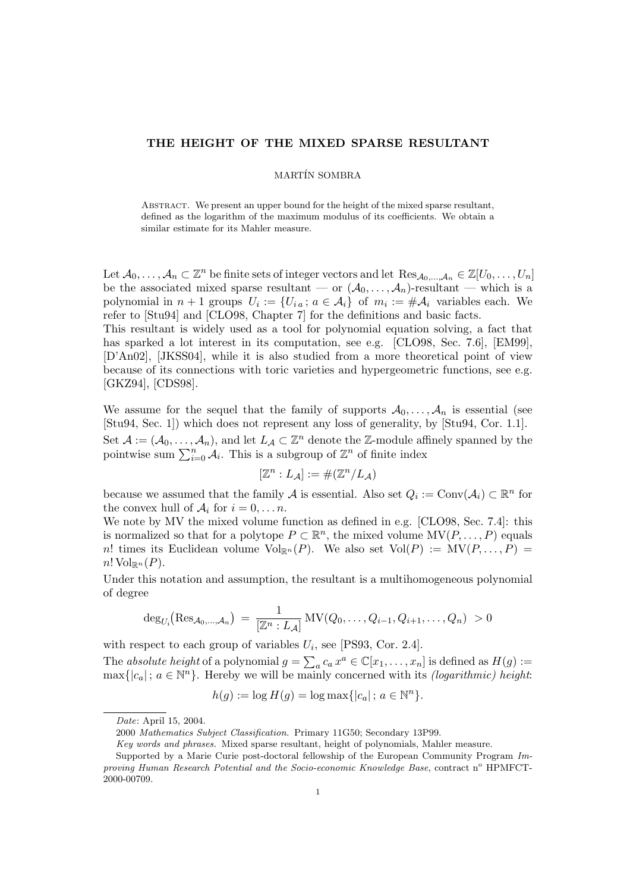# THE HEIGHT OF THE MIXED SPARSE RESULTANT

MARTÍN SOMBRA

Abstract. We present an upper bound for the height of the mixed sparse resultant, defined as the logarithm of the maximum modulus of its coefficients. We obtain a similar estimate for its Mahler measure.

Let $\mathcal{A}_0, \dots, \mathcal{A}_n \subset \mathbb{Z}^n$ be finite sets of integer vectors and let $\mathrm{Res}_{\mathcal{A}_0,\dots,\mathcal{A}_n} \in \mathbb{Z}[U_0, \dots, U_n]$ be the associated mixed sparse resultant — or $(\mathcal{A}_0, \dots, \mathcal{A}_n)$-resultant — which is a polynomial in $n+1$ groups $U_i := \{U_{i\,a}\,;\, a \in \mathcal{A}_i\}$ of $m_i := \#\mathcal{A}_i$ variables each. We refer to [Stu94] and [CLO98, Chapter 7] for the definitions and basic facts.
This resultant is widely used as a tool for polynomial equation solving, a fact that has sparked a lot interest in its computation, see e.g. [CLO98, Sec. 7.6], [EM99], [D'An02], [JKSS04], while it is also studied from a more theoretical point of view because of its connections with toric varieties and hypergeometric functions, see e.g. [GKZ94], [CDS98].

We assume for the sequel that the family of supports $\mathcal{A}_0, \dots, \mathcal{A}_n$ is essential (see [Stu94, Sec. 1]) which does not represent any loss of generality, by [Stu94, Cor. 1.1].
Set $\mathcal{A} := (\mathcal{A}_0, \dots, \mathcal{A}_n)$, and let $L_\mathcal{A} \subset \mathbb{Z}^n$ denote the $\mathbb{Z}$-module affinely spanned by the pointwise sum $\sum_{i=0}^n \mathcal{A}_i$. This is a subgroup of $\mathbb{Z}^n$ of finite index

$$[\mathbb{Z}^n : L_\mathcal{A}] := \#(\mathbb{Z}^n / L_\mathcal{A})$$

because we assumed that the family $\mathcal{A}$ is essential. Also set $Q_i := \mathrm{Conv}(\mathcal{A}_i) \subset \mathbb{R}^n$ for the convex hull of $\mathcal{A}_i$ for $i = 0, \dots n$.
We note by MV the mixed volume function as defined in e.g. [CLO98, Sec. 7.4]: this is normalized so that for a polytope $P \subset \mathbb{R}^n$, the mixed volume $\mathrm{MV}(P, \dots, P)$ equals $n!$ times its Euclidean volume $\mathrm{Vol}_{\mathbb{R}^n}(P)$. We also set $\mathrm{Vol}(P) := \mathrm{MV}(P, \dots, P) = n!\,\mathrm{Vol}_{\mathbb{R}^n}(P)$.
Under this notation and assumption, the resultant is a multihomogeneous polynomial of degree

$$\deg_{U_i}\big(\mathrm{Res}_{\mathcal{A}_0,\dots,\mathcal{A}_n}\big) \;=\; \frac{1}{[\mathbb{Z}^n : L_\mathcal{A}]}\,\mathrm{MV}(Q_0, \dots, Q_{i-1}, Q_{i+1}, \dots, Q_n) \;> 0$$

with respect to each group of variables $U_i$, see [PS93, Cor. 2.4].
The *absolute height* of a polynomial $g = \sum_a c_a\, x^a \in \mathbb{C}[x_1, \dots, x_n]$ is defined as $H(g) := \max\{|c_a|\,;\, a \in \mathbb{N}^n\}$. Hereby we will be mainly concerned with its *(logarithmic) height*:

$$h(g) := \log H(g) = \log \max\{|c_a|\,;\, a \in \mathbb{N}^n\}.$$

---

*Date*: April 15, 2004.

2000 *Mathematics Subject Classification.* Primary 11G50; Secondary 13P99.

*Key words and phrases.* Mixed sparse resultant, height of polynomials, Mahler measure.

Supported by a Marie Curie post-doctoral fellowship of the European Community Program *Improving Human Research Potential and the Socio-economic Knowledge Base*, contract n° HPMFCT-2000-00709.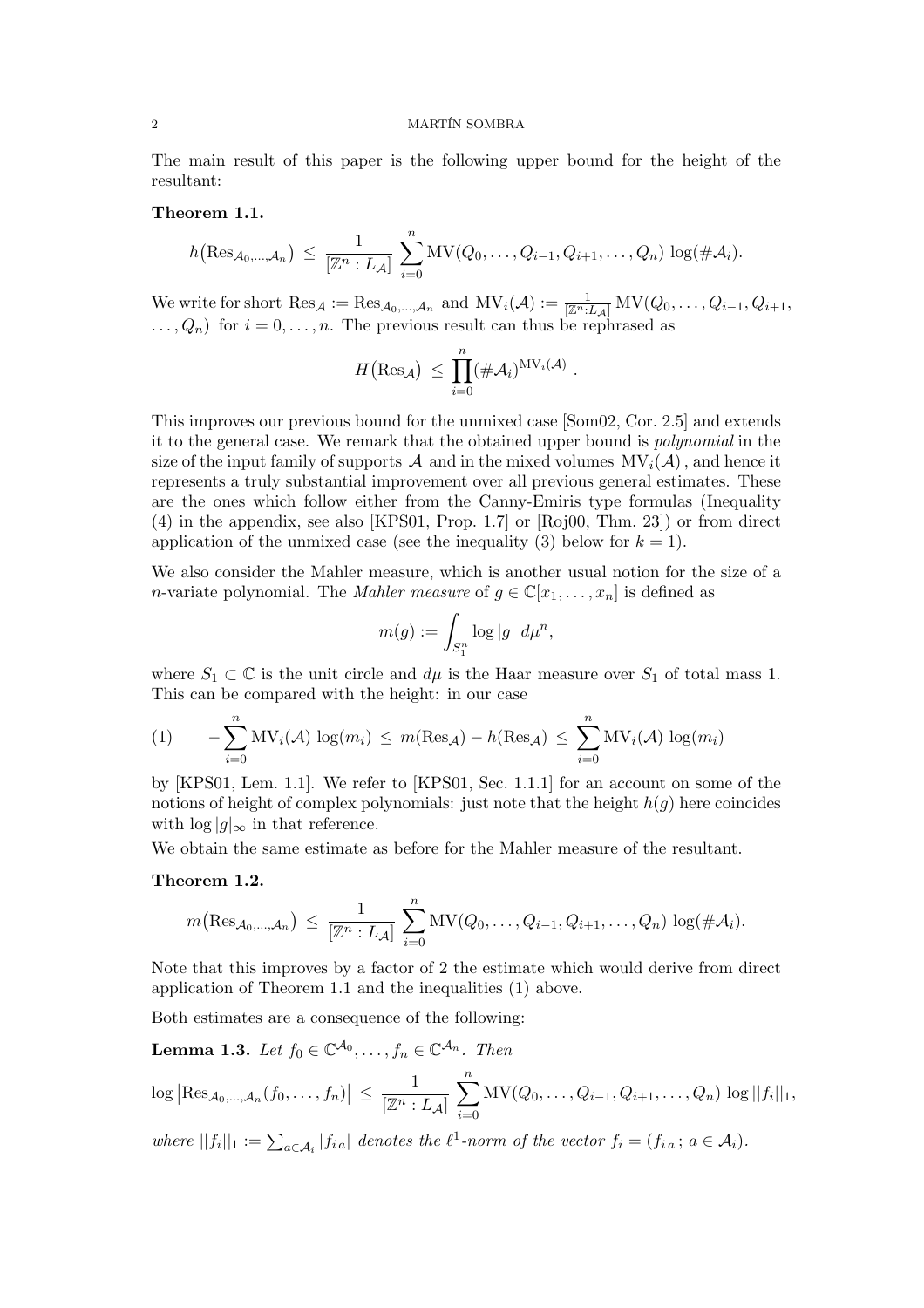The main result of this paper is the following upper bound for the height of the resultant:

**Theorem 1.1.**

$$h\big(\mathrm{Res}_{\mathcal{A}_0,\ldots,\mathcal{A}_n}\big) \;\le\; \frac{1}{[\mathbb{Z}^n : L_{\mathcal{A}}]} \sum_{i=0}^{n} \mathrm{MV}(Q_0,\ldots,Q_{i-1},Q_{i+1},\ldots,Q_n)\, \log(\#\mathcal{A}_i).$$

We write for short $\mathrm{Res}_{\mathcal{A}} := \mathrm{Res}_{\mathcal{A}_0,\ldots,\mathcal{A}_n}$ and $\mathrm{MV}_i(\mathcal{A}) := \frac{1}{[\mathbb{Z}^n : L_{\mathcal{A}}]}\,\mathrm{MV}(Q_0,\ldots,Q_{i-1},Q_{i+1},\ldots,Q_n)$ for $i = 0,\ldots,n$. The previous result can thus be rephrased as

$$H\big(\mathrm{Res}_{\mathcal{A}}\big) \;\le\; \prod_{i=0}^{n} (\#\mathcal{A}_i)^{\mathrm{MV}_i(\mathcal{A})} .$$

This improves our previous bound for the unmixed case [Som02, Cor. 2.5] and extends it to the general case. We remark that the obtained upper bound is *polynomial* in the size of the input family of supports $\mathcal{A}$ and in the mixed volumes $\mathrm{MV}_i(\mathcal{A})$, and hence it represents a truly substantial improvement over all previous general estimates. These are the ones which follow either from the Canny-Emiris type formulas (Inequality (4) in the appendix, see also [KPS01, Prop. 1.7] or [Roj00, Thm. 23]) or from direct application of the unmixed case (see the inequality (3) below for $k = 1$).

We also consider the Mahler measure, which is another usual notion for the size of a $n$-variate polynomial. The *Mahler measure* of $g \in \mathbb{C}[x_1,\ldots,x_n]$ is defined as

$$m(g) := \int_{S_1^n} \log|g|\; d\mu^n,$$

where $S_1 \subset \mathbb{C}$ is the unit circle and $d\mu$ is the Haar measure over $S_1$ of total mass 1. This can be compared with the height: in our case

$$(1)\qquad -\sum_{i=0}^{n} \mathrm{MV}_i(\mathcal{A})\,\log(m_i) \;\le\; m(\mathrm{Res}_{\mathcal{A}}) - h(\mathrm{Res}_{\mathcal{A}}) \;\le\; \sum_{i=0}^{n} \mathrm{MV}_i(\mathcal{A})\,\log(m_i)$$

by [KPS01, Lem. 1.1]. We refer to [KPS01, Sec. 1.1.1] for an account on some of the notions of height of complex polynomials: just note that the height $h(g)$ here coincides with $\log|g|_\infty$ in that reference.

We obtain the same estimate as before for the Mahler measure of the resultant.

**Theorem 1.2.**

$$m\big(\mathrm{Res}_{\mathcal{A}_0,\ldots,\mathcal{A}_n}\big) \;\le\; \frac{1}{[\mathbb{Z}^n : L_{\mathcal{A}}]} \sum_{i=0}^{n} \mathrm{MV}(Q_0,\ldots,Q_{i-1},Q_{i+1},\ldots,Q_n)\, \log(\#\mathcal{A}_i).$$

Note that this improves by a factor of 2 the estimate which would derive from direct application of Theorem 1.1 and the inequalities (1) above.

Both estimates are a consequence of the following:

**Lemma 1.3.** *Let $f_0 \in \mathbb{C}^{\mathcal{A}_0},\ldots,f_n \in \mathbb{C}^{\mathcal{A}_n}$. Then*

$$\log\big|\mathrm{Res}_{\mathcal{A}_0,\ldots,\mathcal{A}_n}(f_0,\ldots,f_n)\big| \;\le\; \frac{1}{[\mathbb{Z}^n : L_{\mathcal{A}}]} \sum_{i=0}^{n} \mathrm{MV}(Q_0,\ldots,Q_{i-1},Q_{i+1},\ldots,Q_n)\, \log||f_i||_1,$$

*where $||f_i||_1 := \sum_{a \in \mathcal{A}_i} |f_{i\,a}|$ denotes the $\ell^1$-norm of the vector $f_i = (f_{i\,a}\,;\, a \in \mathcal{A}_i)$.*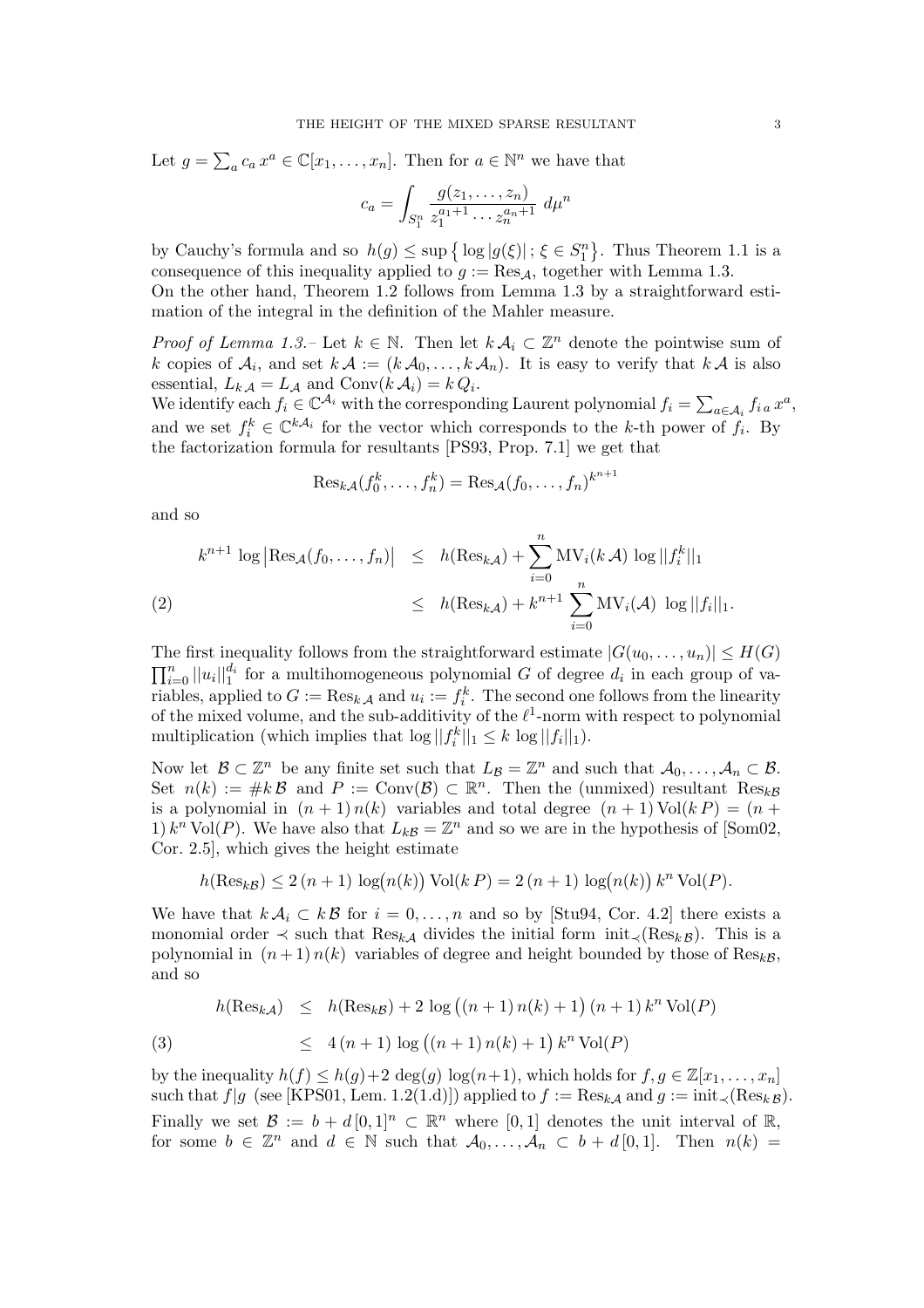Let $g = \sum_a c_a \, x^a \in \mathbb{C}[x_1, \dots, x_n]$. Then for $a \in \mathbb{N}^n$ we have that

$$c_a = \int_{S_1^n} \frac{g(z_1, \dots, z_n)}{z_1^{a_1+1} \cdots z_n^{a_n+1}} \; d\mu^n$$

by Cauchy's formula and so $h(g) \le \sup \{ \log |g(\xi)| \, ; \, \xi \in S_1^n \}$. Thus Theorem 1.1 is a consequence of this inequality applied to $g := \mathrm{Res}_{\mathcal{A}}$, together with Lemma 1.3.
On the other hand, Theorem 1.2 follows from Lemma 1.3 by a straightforward estimation of the integral in the definition of the Mahler measure.

*Proof of Lemma 1.3.–* Let $k \in \mathbb{N}$. Then let $k\,\mathcal{A}_i \subset \mathbb{Z}^n$ denote the pointwise sum of $k$ copies of $\mathcal{A}_i$, and set $k\,\mathcal{A} := (k\,\mathcal{A}_0, \dots, k\,\mathcal{A}_n)$. It is easy to verify that $k\,\mathcal{A}$ is also essential, $L_{k\,\mathcal{A}} = L_{\mathcal{A}}$ and $\mathrm{Conv}(k\,\mathcal{A}_i) = k\,Q_i$.
We identify each $f_i \in \mathbb{C}^{\mathcal{A}_i}$ with the corresponding Laurent polynomial $f_i = \sum_{a \in \mathcal{A}_i} f_{i\,a} \, x^a$, and we set $f_i^k \in \mathbb{C}^{k\mathcal{A}_i}$ for the vector which corresponds to the $k$-th power of $f_i$. By the factorization formula for resultants [PS93, Prop. 7.1] we get that

$$\mathrm{Res}_{k\mathcal{A}}(f_0^k, \dots, f_n^k) = \mathrm{Res}_{\mathcal{A}}(f_0, \dots, f_n)^{k^{n+1}}$$

and so

$$\begin{aligned} k^{n+1} \, \log \big| \mathrm{Res}_{\mathcal{A}}(f_0, \dots, f_n) \big| &\le h(\mathrm{Res}_{k\mathcal{A}}) + \sum_{i=0}^n \mathrm{MV}_i(k\,\mathcal{A}) \, \log ||f_i^k||_1 \\ &\le h(\mathrm{Res}_{k\mathcal{A}}) + k^{n+1} \sum_{i=0}^n \mathrm{MV}_i(\mathcal{A}) \, \log ||f_i||_1. \end{aligned} \tag{2}$$

The first inequality follows from the straightforward estimate $|G(u_0, \dots, u_n)| \le H(G) \prod_{i=0}^n ||u_i||_1^{d_i}$ for a multihomogeneous polynomial $G$ of degree $d_i$ in each group of variables, applied to $G := \mathrm{Res}_{k\,\mathcal{A}}$ and $u_i := f_i^k$. The second one follows from the linearity of the mixed volume, and the sub-additivity of the $\ell^1$-norm with respect to polynomial multiplication (which implies that $\log ||f_i^k||_1 \le k \, \log ||f_i||_1$).

Now let $\mathcal{B} \subset \mathbb{Z}^n$ be any finite set such that $L_{\mathcal{B}} = \mathbb{Z}^n$ and such that $\mathcal{A}_0, \dots, \mathcal{A}_n \subset \mathcal{B}$. Set $n(k) := \# k\,\mathcal{B}$ and $P := \mathrm{Conv}(\mathcal{B}) \subset \mathbb{R}^n$. Then the (unmixed) resultant $\mathrm{Res}_{k\mathcal{B}}$ is a polynomial in $(n+1)\,n(k)$ variables and total degree $(n+1)\,\mathrm{Vol}(k\,P) = (n+1)\,k^n\,\mathrm{Vol}(P)$. We have also that $L_{k\mathcal{B}} = \mathbb{Z}^n$ and so we are in the hypothesis of [Som02, Cor. 2.5], which gives the height estimate

$$h(\mathrm{Res}_{k\mathcal{B}}) \le 2\,(n+1) \, \log\big(n(k)\big) \, \mathrm{Vol}(k\,P) = 2\,(n+1) \, \log\big(n(k)\big) \, k^n \, \mathrm{Vol}(P).$$

We have that $k\,\mathcal{A}_i \subset k\,\mathcal{B}$ for $i = 0, \dots, n$ and so by [Stu94, Cor. 4.2] there exists a monomial order $\prec$ such that $\mathrm{Res}_{k\mathcal{A}}$ divides the initial form $\mathrm{init}_{\prec}(\mathrm{Res}_{k\,\mathcal{B}})$. This is a polynomial in $(n+1)\,n(k)$ variables of degree and height bounded by those of $\mathrm{Res}_{k\mathcal{B}}$, and so

$$\begin{aligned} h(\mathrm{Res}_{k\mathcal{A}}) &\le h(\mathrm{Res}_{k\mathcal{B}}) + 2\,\log\big((n+1)\,n(k)+1\big)\,(n+1)\,k^n\,\mathrm{Vol}(P) \\ &\le 4\,(n+1)\,\log\big((n+1)\,n(k)+1\big)\,k^n\,\mathrm{Vol}(P) \end{aligned} \tag{3}$$

by the inequality $h(f) \le h(g) + 2\,\deg(g)\,\log(n+1)$, which holds for $f, g \in \mathbb{Z}[x_1, \dots, x_n]$ such that $f | g$ (see [KPS01, Lem. 1.2(1.d)]) applied to $f := \mathrm{Res}_{k\mathcal{A}}$ and $g := \mathrm{init}_{\prec}(\mathrm{Res}_{k\,\mathcal{B}})$.
Finally we set $\mathcal{B} := b + d\,[0,1]^n \subset \mathbb{R}^n$ where $[0,1]$ denotes the unit interval of $\mathbb{R}$, for some $b \in \mathbb{Z}^n$ and $d \in \mathbb{N}$ such that $\mathcal{A}_0, \dots, \mathcal{A}_n \subset b + d\,[0,1]$. Then $n(k) =$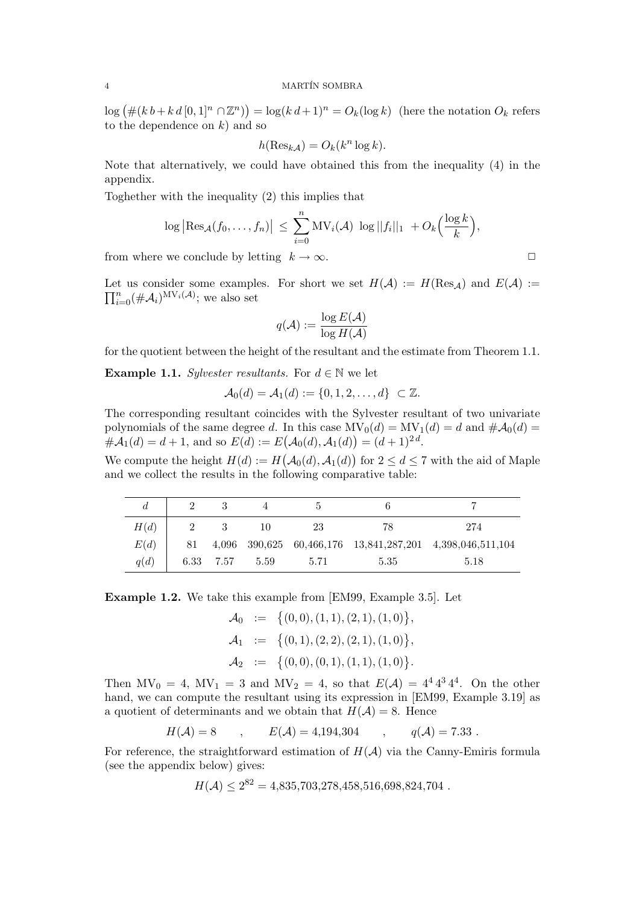$\log\big(\#(k\,b+k\,d\,[0,1]^n\cap\mathbb{Z}^n)\big)=\log(k\,d+1)^n=O_k(\log k)$ (here the notation $O_k$ refers to the dependence on $k$) and so

$$h(\mathrm{Res}_{k\mathcal{A}})=O_k(k^n\log k).$$

Note that alternatively, we could have obtained this from the inequality (4) in the appendix.

Toghether with the inequality (2) this implies that

$$\log\big|\mathrm{Res}_{\mathcal{A}}(f_0,\dots,f_n)\big|\ \le\ \sum_{i=0}^{n}\mathrm{MV}_i(\mathcal{A})\ \log||f_i||_1\ +O_k\Big(\frac{\log k}{k}\Big),$$

from where we conclude by letting $k\to\infty$. $\square$

Let us consider some examples. For short we set $H(\mathcal{A}):=H(\mathrm{Res}_{\mathcal{A}})$ and $E(\mathcal{A}):=\prod_{i=0}^{n}(\#\mathcal{A}_i)^{\mathrm{MV}_i(\mathcal{A})}$; we also set

$$q(\mathcal{A}):=\frac{\log E(\mathcal{A})}{\log H(\mathcal{A})}$$

for the quotient between the height of the resultant and the estimate from Theorem 1.1.

**Example 1.1.** *Sylvester resultants.* For $d\in\mathbb{N}$ we let

$$\mathcal{A}_0(d)=\mathcal{A}_1(d):=\{0,1,2,\dots,d\}\ \subset\mathbb{Z}.$$

The corresponding resultant coincides with the Sylvester resultant of two univariate polynomials of the same degree $d$. In this case $\mathrm{MV}_0(d)=\mathrm{MV}_1(d)=d$ and $\#\mathcal{A}_0(d)=\#\mathcal{A}_1(d)=d+1$, and so $E(d):=E\big(\mathcal{A}_0(d),\mathcal{A}_1(d)\big)=(d+1)^{2\,d}$.

We compute the height $H(d):=H\big(\mathcal{A}_0(d),\mathcal{A}_1(d)\big)$ for $2\le d\le 7$ with the aid of Maple and we collect the results in the following comparative table:

| $d$ | 2 | 3 | 4 | 5 | 6 | 7 |
|---|---|---|---|---|---|---|
| $H(d)$ | 2 | 3 | 10 | 23 | 78 | 274 |
| $E(d)$ | 81 | 4,096 | 390,625 | 60,466,176 | 13,841,287,201 | 4,398,046,511,104 |
| $q(d)$ | 6.33 | 7.57 | 5.59 | 5.71 | 5.35 | 5.18 |

**Example 1.2.** We take this example from [EM99, Example 3.5]. Let

$$\begin{aligned}\mathcal{A}_0 &:= \big\{(0,0),(1,1),(2,1),(1,0)\big\},\\ \mathcal{A}_1 &:= \big\{(0,1),(2,2),(2,1),(1,0)\big\},\\ \mathcal{A}_2 &:= \big\{(0,0),(0,1),(1,1),(1,0)\big\}.\end{aligned}$$

Then $\mathrm{MV}_0=4$, $\mathrm{MV}_1=3$ and $\mathrm{MV}_2=4$, so that $E(\mathcal{A})=4^4\,4^3\,4^4$. On the other hand, we can compute the resultant using its expression in [EM99, Example 3.19] as a quotient of determinants and we obtain that $H(\mathcal{A})=8$. Hence

$$H(\mathcal{A})=8\qquad,\qquad E(\mathcal{A})=4{,}194{,}304\qquad,\qquad q(\mathcal{A})=7.33\ .$$

For reference, the straightforward estimation of $H(\mathcal{A})$ via the Canny-Emiris formula (see the appendix below) gives:

$$H(\mathcal{A})\le 2^{82}=4{,}835{,}703{,}278{,}458{,}516{,}698{,}824{,}704\ .$$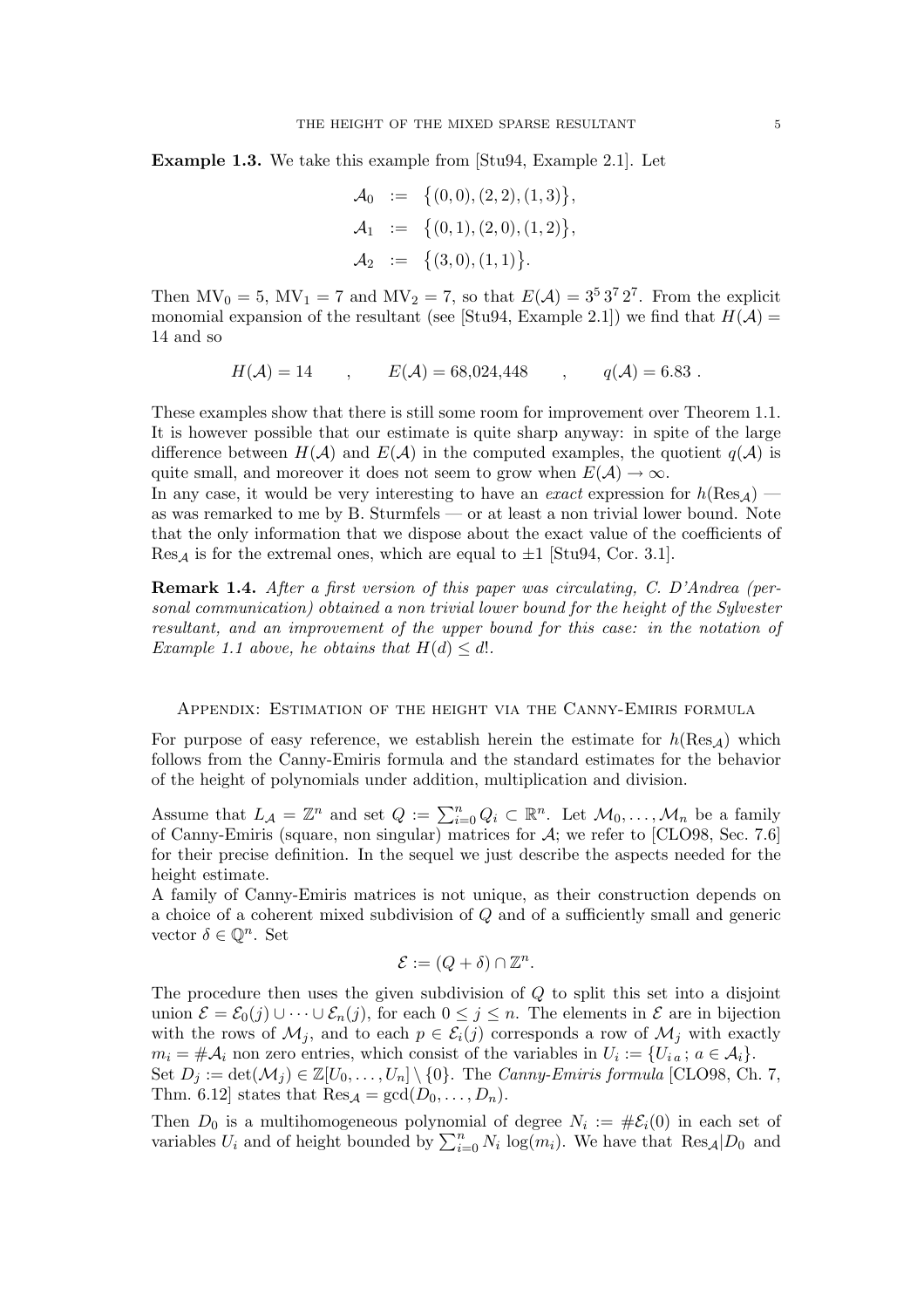**Example 1.3.** We take this example from [Stu94, Example 2.1]. Let

$$\begin{aligned}
\mathcal{A}_0 &:= \{(0,0),(2,2),(1,3)\},\\
\mathcal{A}_1 &:= \{(0,1),(2,0),(1,2)\},\\
\mathcal{A}_2 &:= \{(3,0),(1,1)\}.
\end{aligned}$$

Then $\mathrm{MV}_0 = 5$, $\mathrm{MV}_1 = 7$ and $\mathrm{MV}_2 = 7$, so that $E(\mathcal{A}) = 3^5\, 3^7\, 2^7$. From the explicit monomial expansion of the resultant (see [Stu94, Example 2.1]) we find that $H(\mathcal{A}) = 14$ and so

$$H(\mathcal{A}) = 14 \qquad , \qquad E(\mathcal{A}) = 68{,}024{,}448 \qquad , \qquad q(\mathcal{A}) = 6.83\ .$$

These examples show that there is still some room for improvement over Theorem 1.1. It is however possible that our estimate is quite sharp anyway: in spite of the large difference between $H(\mathcal{A})$ and $E(\mathcal{A})$ in the computed examples, the quotient $q(\mathcal{A})$ is quite small, and moreover it does not seem to grow when $E(\mathcal{A}) \to \infty$.

In any case, it would be very interesting to have an *exact* expression for $h(\mathrm{Res}_{\mathcal{A}})$ — as was remarked to me by B. Sturmfels — or at least a non trivial lower bound. Note that the only information that we dispose about the exact value of the coefficients of $\mathrm{Res}_{\mathcal{A}}$ is for the extremal ones, which are equal to $\pm 1$ [Stu94, Cor. 3.1].

**Remark 1.4.** *After a first version of this paper was circulating, C. D'Andrea (personal communication) obtained a non trivial lower bound for the height of the Sylvester resultant, and an improvement of the upper bound for this case: in the notation of Example 1.1 above, he obtains that $H(d) \le d!$.*

## Appendix: Estimation of the height via the Canny-Emiris formula

For purpose of easy reference, we establish herein the estimate for $h(\mathrm{Res}_{\mathcal{A}})$ which follows from the Canny-Emiris formula and the standard estimates for the behavior of the height of polynomials under addition, multiplication and division.

Assume that $L_{\mathcal{A}} = \mathbb{Z}^n$ and set $Q := \sum_{i=0}^n Q_i \subset \mathbb{R}^n$. Let $\mathcal{M}_0, \dots, \mathcal{M}_n$ be a family of Canny-Emiris (square, non singular) matrices for $\mathcal{A}$; we refer to [CLO98, Sec. 7.6] for their precise definition. In the sequel we just describe the aspects needed for the height estimate.

A family of Canny-Emiris matrices is not unique, as their construction depends on a choice of a coherent mixed subdivision of $Q$ and of a sufficiently small and generic vector $\delta \in \mathbb{Q}^n$. Set

$$\mathcal{E} := (Q + \delta) \cap \mathbb{Z}^n.$$

The procedure then uses the given subdivision of $Q$ to split this set into a disjoint union $\mathcal{E} = \mathcal{E}_0(j) \cup \dots \cup \mathcal{E}_n(j)$, for each $0 \le j \le n$. The elements in $\mathcal{E}$ are in bijection with the rows of $\mathcal{M}_j$, and to each $p \in \mathcal{E}_i(j)$ corresponds a row of $\mathcal{M}_j$ with exactly $m_i = \#\mathcal{A}_i$ non zero entries, which consist of the variables in $U_i := \{U_{i\,a}\,;\, a \in \mathcal{A}_i\}$.

Set $D_j := \det(\mathcal{M}_j) \in \mathbb{Z}[U_0, \dots, U_n] \setminus \{0\}$. The *Canny-Emiris formula* [CLO98, Ch. 7, Thm. 6.12] states that $\mathrm{Res}_{\mathcal{A}} = \gcd(D_0, \dots, D_n)$.

Then $D_0$ is a multihomogeneous polynomial of degree $N_i := \#\mathcal{E}_i(0)$ in each set of variables $U_i$ and of height bounded by $\sum_{i=0}^n N_i \log(m_i)$. We have that $\mathrm{Res}_{\mathcal{A}} | D_0$ and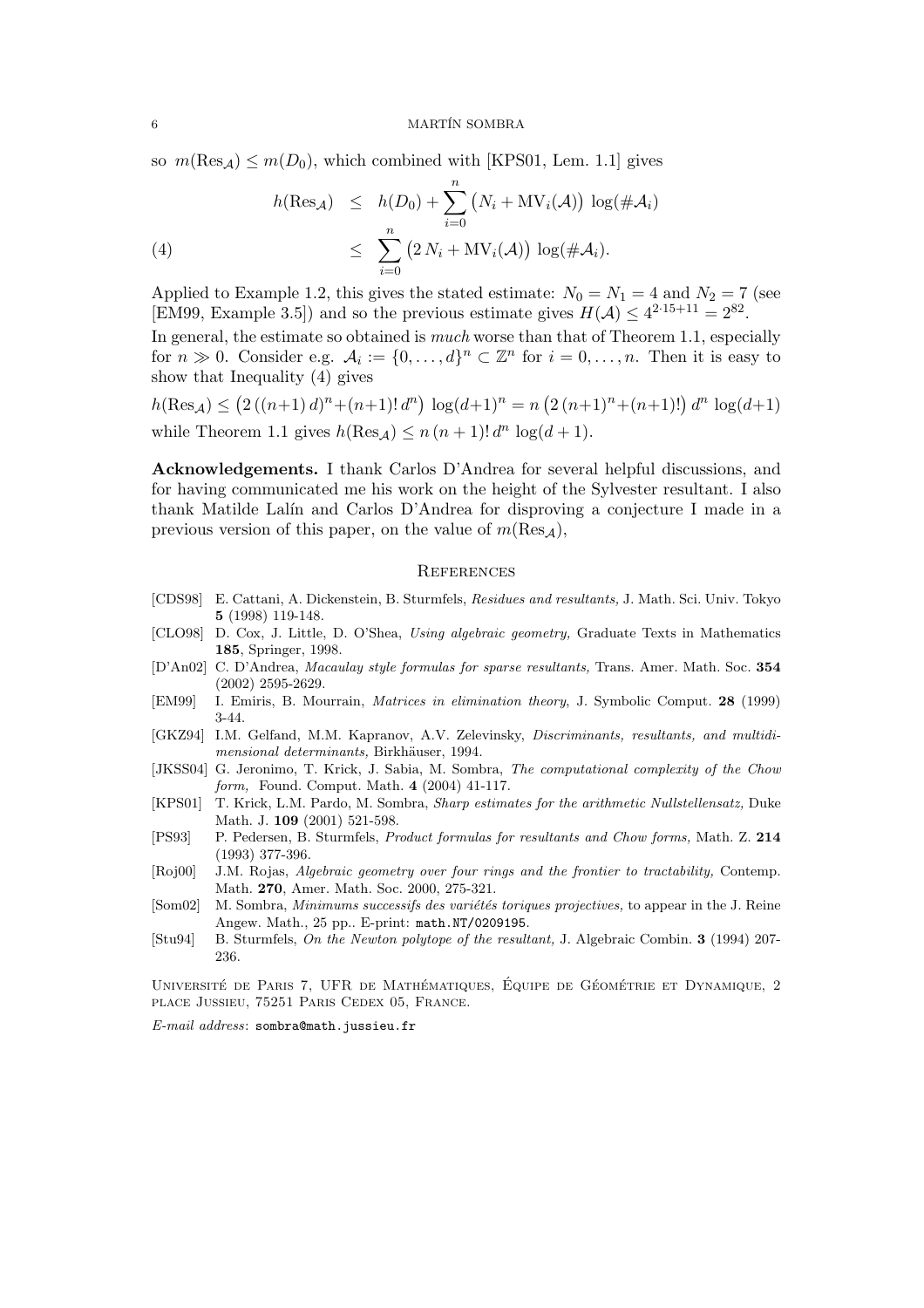so $m(\mathrm{Res}_{\mathcal{A}}) \leq m(D_0)$, which combined with [KPS01, Lem. 1.1] gives

$$
\begin{aligned}
h(\mathrm{Res}_{\mathcal{A}}) &\leq h(D_0) + \sum_{i=0}^{n} \big(N_i + \mathrm{MV}_i(\mathcal{A})\big) \log(\#\mathcal{A}_i) \\
&\leq \sum_{i=0}^{n} \big(2\, N_i + \mathrm{MV}_i(\mathcal{A})\big) \log(\#\mathcal{A}_i). \qquad (4)
\end{aligned}
$$

Applied to Example 1.2, this gives the stated estimate: $N_0 = N_1 = 4$ and $N_2 = 7$ (see [EM99, Example 3.5]) and so the previous estimate gives $H(\mathcal{A}) \leq 4^{2\cdot 15+11} = 2^{82}$.

In general, the estimate so obtained is *much* worse than that of Theorem 1.1, especially for $n \gg 0$. Consider e.g. $\mathcal{A}_i := \{0, \ldots, d\}^n \subset \mathbb{Z}^n$ for $i = 0, \ldots, n$. Then it is easy to show that Inequality (4) gives

$$h(\mathrm{Res}_{\mathcal{A}}) \leq \big(2\,((n+1)\,d)^n + (n+1)!\,d^n\big) \log(d+1)^n = n\,\big(2\,(n+1)^n + (n+1)!\big)\,d^n \log(d+1)$$

while Theorem 1.1 gives $h(\mathrm{Res}_{\mathcal{A}}) \leq n\,(n+1)!\,d^n \log(d+1)$.

**Acknowledgements.** I thank Carlos D'Andrea for several helpful discussions, and for having communicated me his work on the height of the Sylvester resultant. I also thank Matilde Lalín and Carlos D'Andrea for disproving a conjecture I made in a previous version of this paper, on the value of $m(\mathrm{Res}_{\mathcal{A}})$,

## References

[CDS98] E. Cattani, A. Dickenstein, B. Sturmfels, *Residues and resultants,* J. Math. Sci. Univ. Tokyo **5** (1998) 119-148.

[CLO98] D. Cox, J. Little, D. O'Shea, *Using algebraic geometry,* Graduate Texts in Mathematics **185**, Springer, 1998.

[D'An02] C. D'Andrea, *Macaulay style formulas for sparse resultants,* Trans. Amer. Math. Soc. **354** (2002) 2595-2629.

[EM99] I. Emiris, B. Mourrain, *Matrices in elimination theory*, J. Symbolic Comput. **28** (1999) 3-44.

[GKZ94] I.M. Gelfand, M.M. Kapranov, A.V. Zelevinsky, *Discriminants, resultants, and multidimensional determinants,* Birkhäuser, 1994.

[JKSS04] G. Jeronimo, T. Krick, J. Sabia, M. Sombra, *The computational complexity of the Chow form,* Found. Comput. Math. **4** (2004) 41-117.

[KPS01] T. Krick, L.M. Pardo, M. Sombra, *Sharp estimates for the arithmetic Nullstellensatz,* Duke Math. J. **109** (2001) 521-598.

[PS93] P. Pedersen, B. Sturmfels, *Product formulas for resultants and Chow forms,* Math. Z. **214** (1993) 377-396.

[Roj00] J.M. Rojas, *Algebraic geometry over four rings and the frontier to tractability,* Contemp. Math. **270**, Amer. Math. Soc. 2000, 275-321.

[Som02] M. Sombra, *Minimums successifs des variétés toriques projectives,* to appear in the J. Reine Angew. Math., 25 pp.. E-print: `math.NT/0209195`.

[Stu94] B. Sturmfels, *On the Newton polytope of the resultant,* J. Algebraic Combin. **3** (1994) 207-236.

Université de Paris 7, UFR de Mathématiques, Équipe de Géométrie et Dynamique, 2 place Jussieu, 75251 Paris Cedex 05, France.

*E-mail address*: `sombra@math.jussieu.fr`